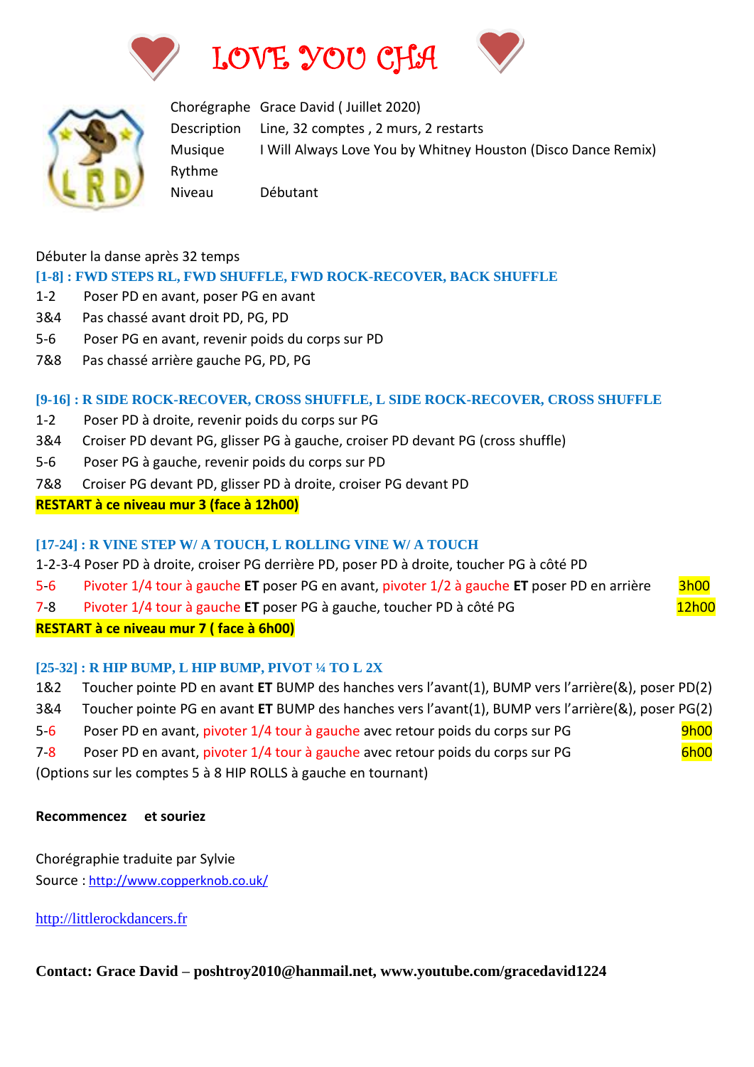# LOVE YOU CHA

| | |
|---|---|
| Chorégraphe | Grace David ( Juillet 2020) |
| Description | Line, 32 comptes , 2 murs, 2 restarts |
| Musique | I Will Always Love You by Whitney Houston (Disco Dance Remix) |
| Rythme | |
| Niveau | Débutant |

Débuter la danse après 32 temps

### [1-8] : FWD STEPS RL, FWD SHUFFLE, FWD ROCK-RECOVER, BACK SHUFFLE

1-2 Poser PD en avant, poser PG en avant
3&4 Pas chassé avant droit PD, PG, PD
5-6 Poser PG en avant, revenir poids du corps sur PD
7&8 Pas chassé arrière gauche PG, PD, PG

### [9-16] : R SIDE ROCK-RECOVER, CROSS SHUFFLE, L SIDE ROCK-RECOVER, CROSS SHUFFLE

1-2 Poser PD à droite, revenir poids du corps sur PG
3&4 Croiser PD devant PG, glisser PG à gauche, croiser PD devant PG (cross shuffle)
5-6 Poser PG à gauche, revenir poids du corps sur PD
7&8 Croiser PG devant PD, glisser PD à droite, croiser PG devant PD

**RESTART à ce niveau mur 3 (face à 12h00)**

### [17-24] : R VINE STEP W/ A TOUCH, L ROLLING VINE W/ A TOUCH

1-2-3-4 Poser PD à droite, croiser PG derrière PD, poser PD à droite, toucher PG à côté PD
5-6 Pivoter 1/4 tour à gauche **ET** poser PG en avant, pivoter 1/2 à gauche **ET** poser PD en arrière 3h00
7-8 Pivoter 1/4 tour à gauche **ET** poser PG à gauche, toucher PD à côté PG 12h00

**RESTART à ce niveau mur 7 ( face à 6h00)**

### [25-32] : R HIP BUMP, L HIP BUMP, PIVOT ¼ TO L 2X

1&2 Toucher pointe PD en avant **ET** BUMP des hanches vers l'avant(1), BUMP vers l'arrière(&), poser PD(2)
3&4 Toucher pointe PG en avant **ET** BUMP des hanches vers l'avant(1), BUMP vers l'arrière(&), poser PG(2)
5-6 Poser PD en avant, pivoter 1/4 tour à gauche avec retour poids du corps sur PG 9h00
7-8 Poser PD en avant, pivoter 1/4 tour à gauche avec retour poids du corps sur PG 6h00
(Options sur les comptes 5 à 8 HIP ROLLS à gauche en tournant)

**Recommencez et souriez**

Chorégraphie traduite par Sylvie
Source : http://www.copperknob.co.uk/

http://littlerockdancers.fr

**Contact: Grace David – poshtroy2010@hanmail.net, www.youtube.com/gracedavid1224**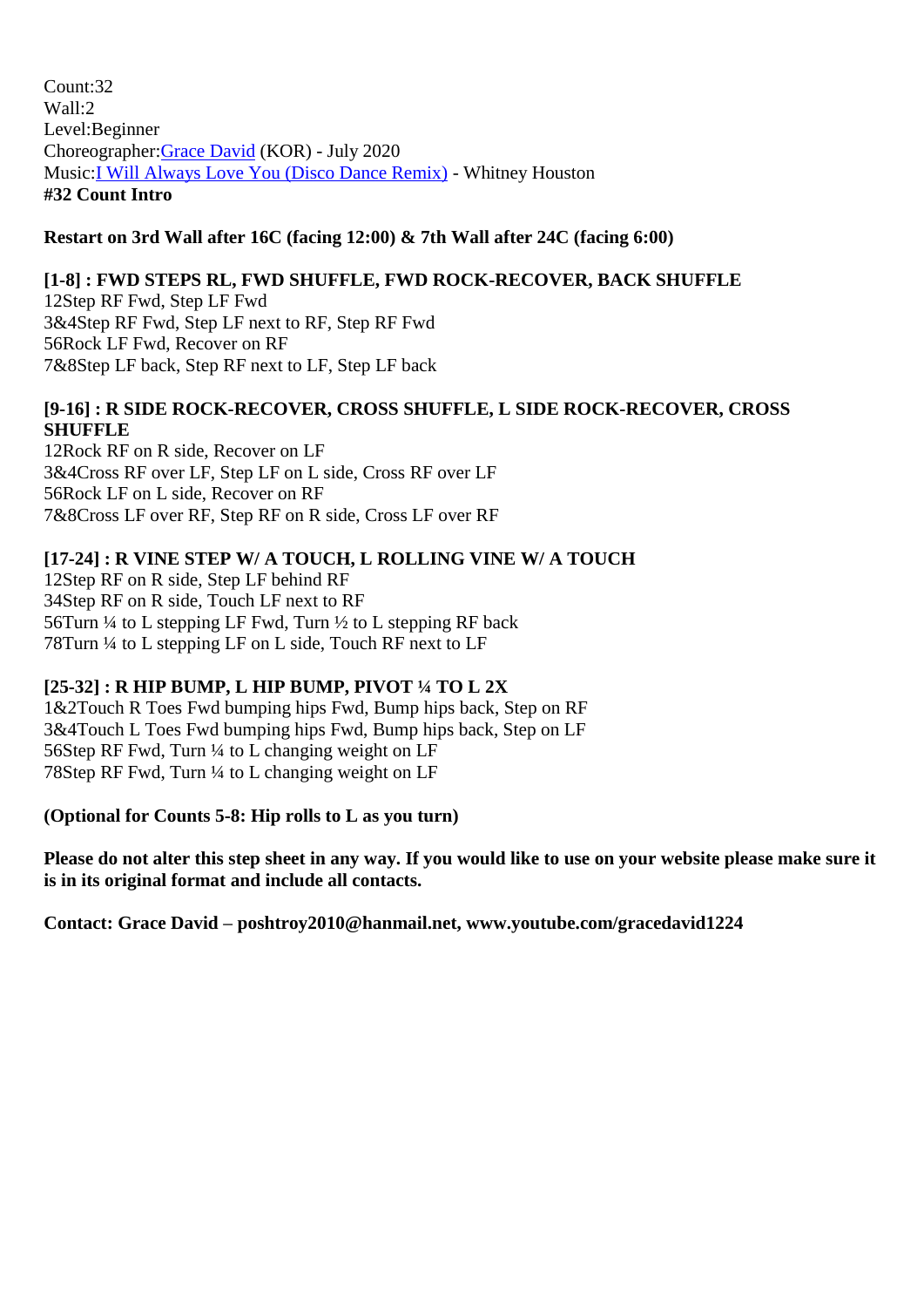Count:32
Wall:2
Level:Beginner
Choreographer:Grace David (KOR) - July 2020
Music:I Will Always Love You (Disco Dance Remix) - Whitney Houston
**#32 Count Intro**

**Restart on 3rd Wall after 16C (facing 12:00) & 7th Wall after 24C (facing 6:00)**

**[1-8] : FWD STEPS RL, FWD SHUFFLE, FWD ROCK-RECOVER, BACK SHUFFLE**
12Step RF Fwd, Step LF Fwd
3&4Step RF Fwd, Step LF next to RF, Step RF Fwd
56Rock LF Fwd, Recover on RF
7&8Step LF back, Step RF next to LF, Step LF back

**[9-16] : R SIDE ROCK-RECOVER, CROSS SHUFFLE, L SIDE ROCK-RECOVER, CROSS SHUFFLE**
12Rock RF on R side, Recover on LF
3&4Cross RF over LF, Step LF on L side, Cross RF over LF
56Rock LF on L side, Recover on RF
7&8Cross LF over RF, Step RF on R side, Cross LF over RF

**[17-24] : R VINE STEP W/ A TOUCH, L ROLLING VINE W/ A TOUCH**
12Step RF on R side, Step LF behind RF
34Step RF on R side, Touch LF next to RF
56Turn ¼ to L stepping LF Fwd, Turn ½ to L stepping RF back
78Turn ¼ to L stepping LF on L side, Touch RF next to LF

**[25-32] : R HIP BUMP, L HIP BUMP, PIVOT ¼ TO L 2X**
1&2Touch R Toes Fwd bumping hips Fwd, Bump hips back, Step on RF
3&4Touch L Toes Fwd bumping hips Fwd, Bump hips back, Step on LF
56Step RF Fwd, Turn ¼ to L changing weight on LF
78Step RF Fwd, Turn ¼ to L changing weight on LF

**(Optional for Counts 5-8: Hip rolls to L as you turn)**

**Please do not alter this step sheet in any way. If you would like to use on your website please make sure it is in its original format and include all contacts.**

**Contact: Grace David – poshtroy2010@hanmail.net, www.youtube.com/gracedavid1224**